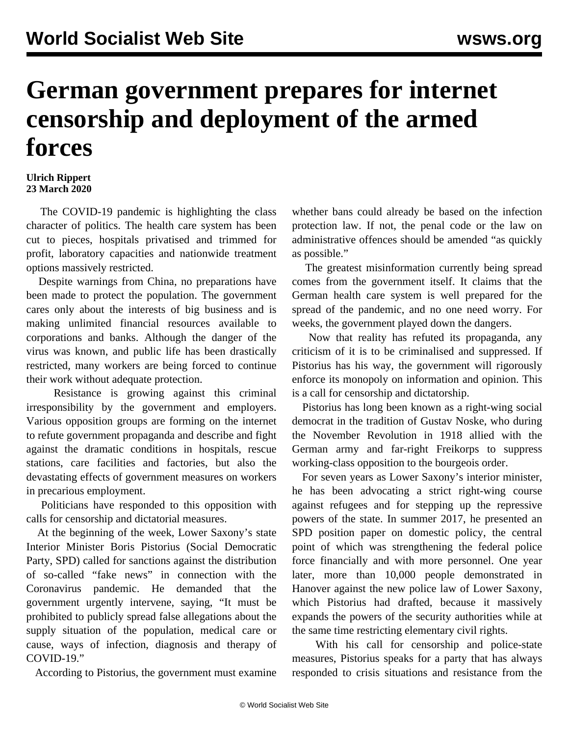# German government prepares for internet censorship and deployment of the armed forces

**Ulrich Rippert**
**23 March 2020**

The COVID-19 pandemic is highlighting the class character of politics. The health care system has been cut to pieces, hospitals privatised and trimmed for profit, laboratory capacities and nationwide treatment options massively restricted.

Despite warnings from China, no preparations have been made to protect the population. The government cares only about the interests of big business and is making unlimited financial resources available to corporations and banks. Although the danger of the virus was known, and public life has been drastically restricted, many workers are being forced to continue their work without adequate protection.

Resistance is growing against this criminal irresponsibility by the government and employers. Various opposition groups are forming on the internet to refute government propaganda and describe and fight against the dramatic conditions in hospitals, rescue stations, care facilities and factories, but also the devastating effects of government measures on workers in precarious employment.

Politicians have responded to this opposition with calls for censorship and dictatorial measures.

At the beginning of the week, Lower Saxony's state Interior Minister Boris Pistorius (Social Democratic Party, SPD) called for sanctions against the distribution of so-called "fake news" in connection with the Coronavirus pandemic. He demanded that the government urgently intervene, saying, "It must be prohibited to publicly spread false allegations about the supply situation of the population, medical care or cause, ways of infection, diagnosis and therapy of COVID-19."

According to Pistorius, the government must examine whether bans could already be based on the infection protection law. If not, the penal code or the law on administrative offences should be amended "as quickly as possible."

The greatest misinformation currently being spread comes from the government itself. It claims that the German health care system is well prepared for the spread of the pandemic, and no one need worry. For weeks, the government played down the dangers.

Now that reality has refuted its propaganda, any criticism of it is to be criminalised and suppressed. If Pistorius has his way, the government will rigorously enforce its monopoly on information and opinion. This is a call for censorship and dictatorship.

Pistorius has long been known as a right-wing social democrat in the tradition of Gustav Noske, who during the November Revolution in 1918 allied with the German army and far-right Freikorps to suppress working-class opposition to the bourgeois order.

For seven years as Lower Saxony's interior minister, he has been advocating a strict right-wing course against refugees and for stepping up the repressive powers of the state. In summer 2017, he presented an SPD position paper on domestic policy, the central point of which was strengthening the federal police force financially and with more personnel. One year later, more than 10,000 people demonstrated in Hanover against the new police law of Lower Saxony, which Pistorius had drafted, because it massively expands the powers of the security authorities while at the same time restricting elementary civil rights.

With his call for censorship and police-state measures, Pistorius speaks for a party that has always responded to crisis situations and resistance from the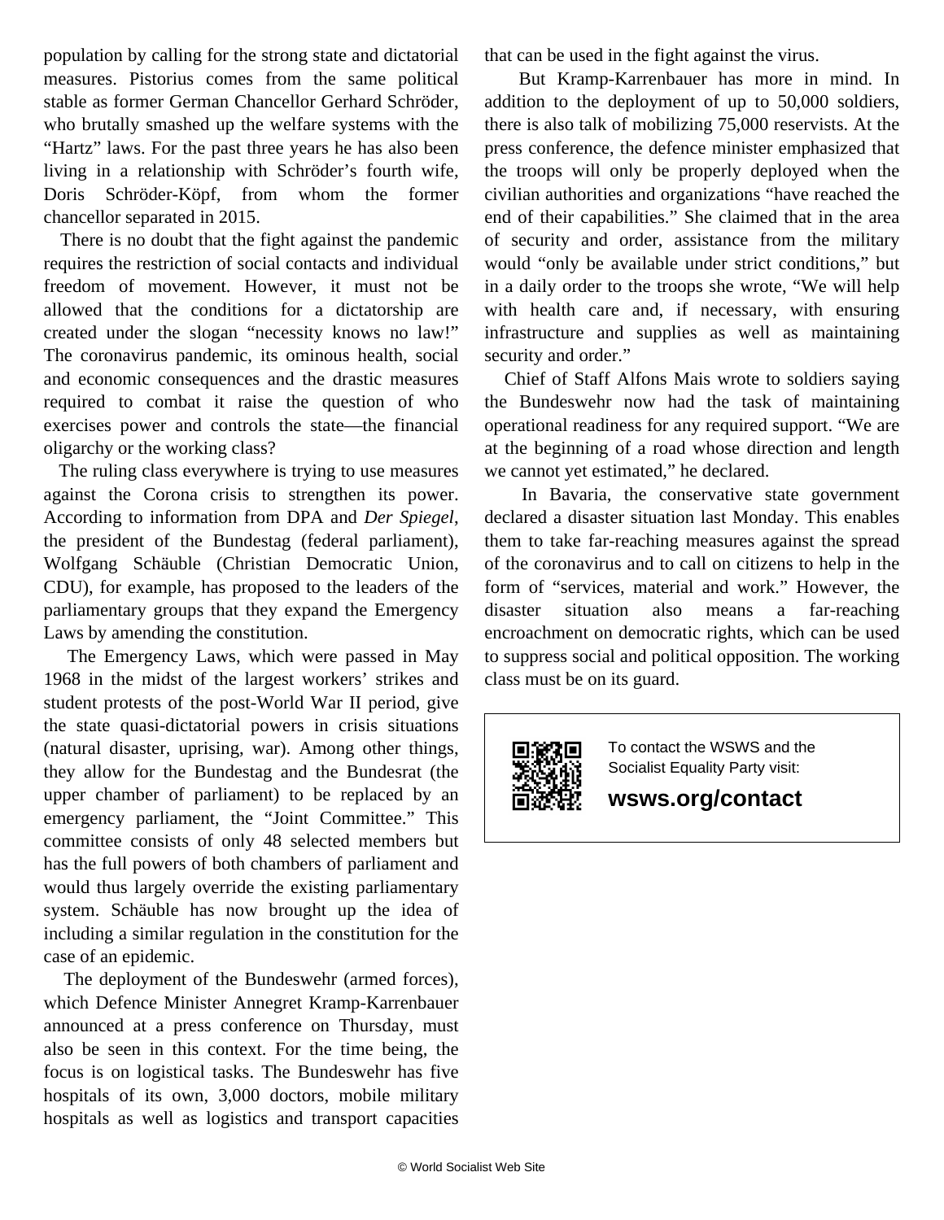population by calling for the strong state and dictatorial measures. Pistorius comes from the same political stable as former German Chancellor Gerhard Schröder, who brutally smashed up the welfare systems with the "Hartz" laws. For the past three years he has also been living in a relationship with Schröder's fourth wife, Doris Schröder-Köpf, from whom the former chancellor separated in 2015.

There is no doubt that the fight against the pandemic requires the restriction of social contacts and individual freedom of movement. However, it must not be allowed that the conditions for a dictatorship are created under the slogan "necessity knows no law!" The coronavirus pandemic, its ominous health, social and economic consequences and the drastic measures required to combat it raise the question of who exercises power and controls the state—the financial oligarchy or the working class?

The ruling class everywhere is trying to use measures against the Corona crisis to strengthen its power. According to information from DPA and *Der Spiegel*, the president of the Bundestag (federal parliament), Wolfgang Schäuble (Christian Democratic Union, CDU), for example, has proposed to the leaders of the parliamentary groups that they expand the Emergency Laws by amending the constitution.

The Emergency Laws, which were passed in May 1968 in the midst of the largest workers' strikes and student protests of the post-World War II period, give the state quasi-dictatorial powers in crisis situations (natural disaster, uprising, war). Among other things, they allow for the Bundestag and the Bundesrat (the upper chamber of parliament) to be replaced by an emergency parliament, the "Joint Committee." This committee consists of only 48 selected members but has the full powers of both chambers of parliament and would thus largely override the existing parliamentary system. Schäuble has now brought up the idea of including a similar regulation in the constitution for the case of an epidemic.

The deployment of the Bundeswehr (armed forces), which Defence Minister Annegret Kramp-Karrenbauer announced at a press conference on Thursday, must also be seen in this context. For the time being, the focus is on logistical tasks. The Bundeswehr has five hospitals of its own, 3,000 doctors, mobile military hospitals as well as logistics and transport capacities that can be used in the fight against the virus.

But Kramp-Karrenbauer has more in mind. In addition to the deployment of up to 50,000 soldiers, there is also talk of mobilizing 75,000 reservists. At the press conference, the defence minister emphasized that the troops will only be properly deployed when the civilian authorities and organizations "have reached the end of their capabilities." She claimed that in the area of security and order, assistance from the military would "only be available under strict conditions," but in a daily order to the troops she wrote, "We will help with health care and, if necessary, with ensuring infrastructure and supplies as well as maintaining security and order."

Chief of Staff Alfons Mais wrote to soldiers saying the Bundeswehr now had the task of maintaining operational readiness for any required support. "We are at the beginning of a road whose direction and length we cannot yet estimated," he declared.

In Bavaria, the conservative state government declared a disaster situation last Monday. This enables them to take far-reaching measures against the spread of the coronavirus and to call on citizens to help in the form of "services, material and work." However, the disaster situation also means a far-reaching encroachment on democratic rights, which can be used to suppress social and political opposition. The working class must be on its guard.

To contact the WSWS and the Socialist Equality Party visit:

**wsws.org/contact**